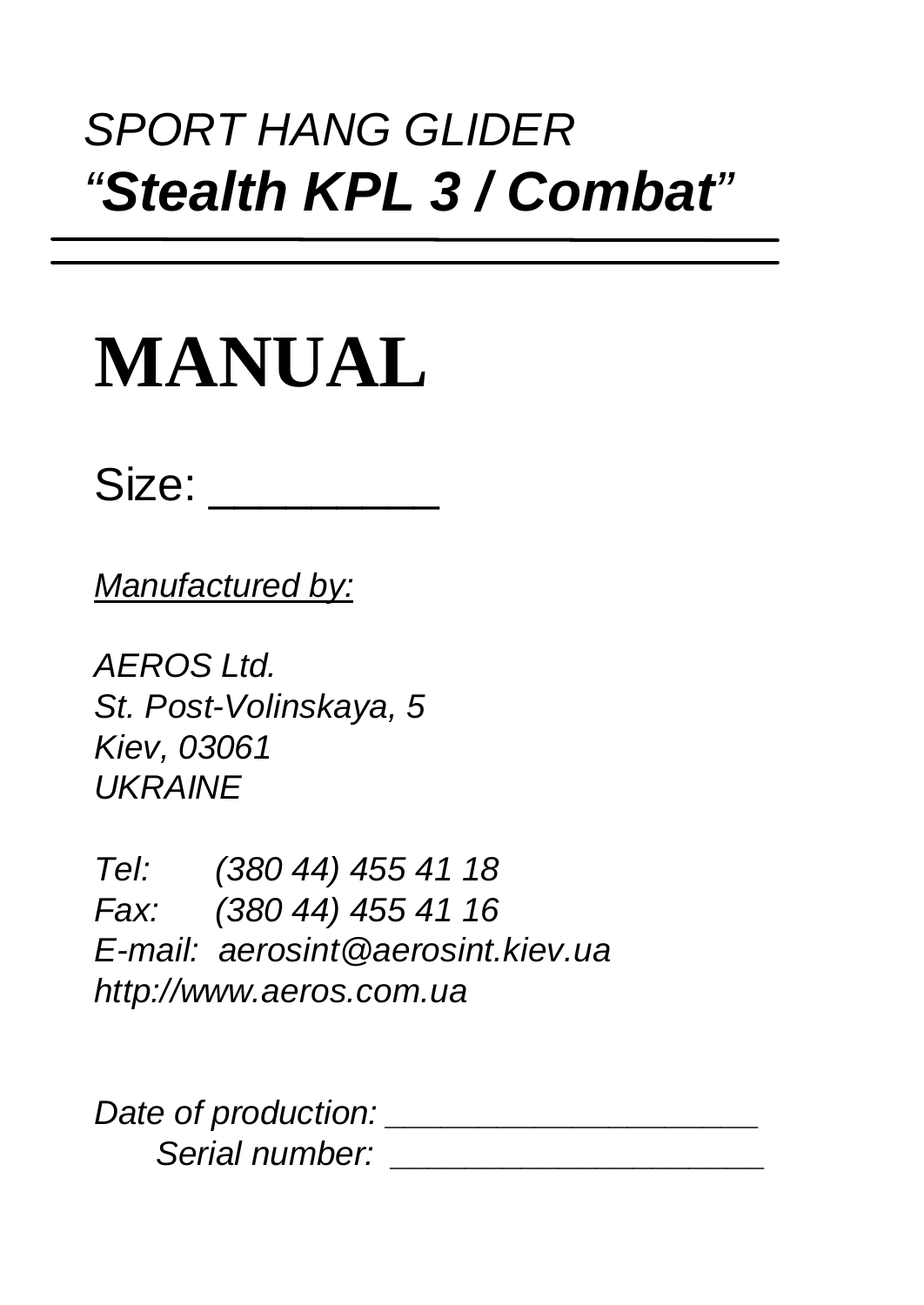*SPORT HANG GLIDER*
***"Stealth KPL 3 / Combat"***

---

# MANUAL

Size: ________

*Manufactured by:*

*AEROS Ltd.*
*St. Post-Volinskaya, 5*
*Kiev, 03061*
*UKRAINE*

*Tel: (380 44) 455 41 18*
*Fax: (380 44) 455 41 16*
*E-mail: aerosint@aerosint.kiev.ua*
*http://www.aeros.com.ua*

*Date of production:* ___________________
*Serial number:* ___________________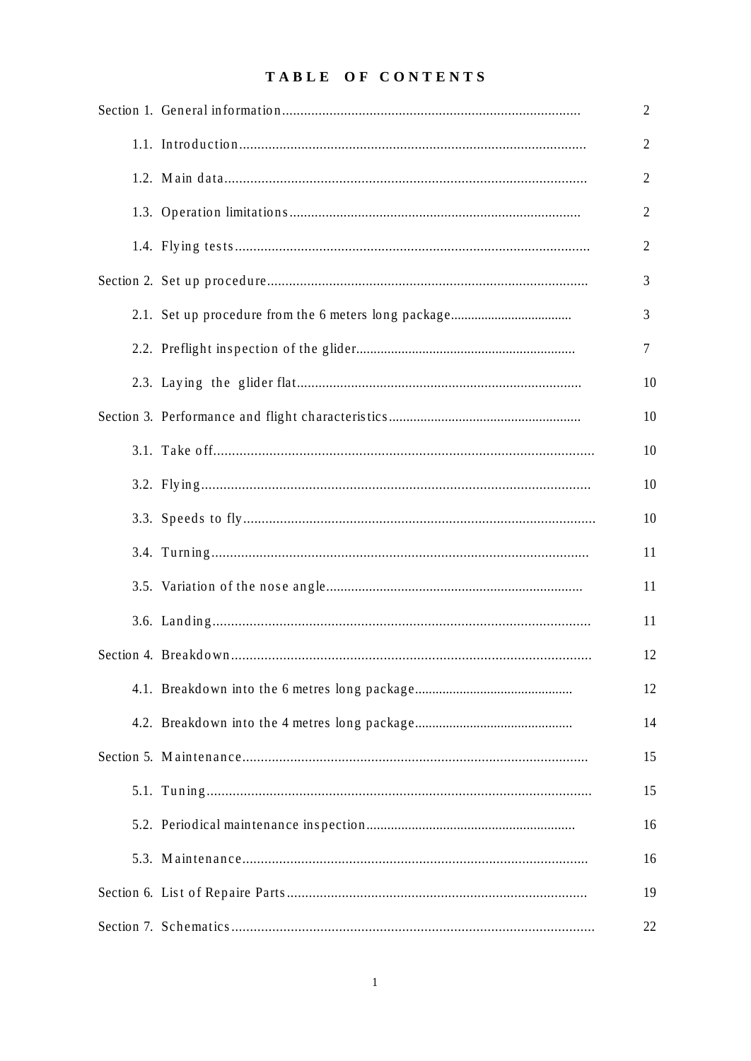# TABLE OF CONTENTS

| | |
|---|---|
| Section 1. General information | 2 |
| 1.1. Introduction | 2 |
| 1.2. Main data | 2 |
| 1.3. Operation limitations | 2 |
| 1.4. Flying tests | 2 |
| Section 2. Set up procedure | 3 |
| 2.1. Set up procedure from the 6 meters long package | 3 |
| 2.2. Preflight inspection of the glider | 7 |
| 2.3. Laying the glider flat | 10 |
| Section 3. Performance and flight characteristics | 10 |
| 3.1. Take off | 10 |
| 3.2. Flying | 10 |
| 3.3. Speeds to fly | 10 |
| 3.4. Turning | 11 |
| 3.5. Variation of the nose angle | 11 |
| 3.6. Landing | 11 |
| Section 4. Breakdown | 12 |
| 4.1. Breakdown into the 6 metres long package | 12 |
| 4.2. Breakdown into the 4 metres long package | 14 |
| Section 5. Maintenance | 15 |
| 5.1. Tuning | 15 |
| 5.2. Periodical maintenance inspection | 16 |
| 5.3. Maintenance | 16 |
| Section 6. List of Repaire Parts | 19 |
| Section 7. Schematics | 22 |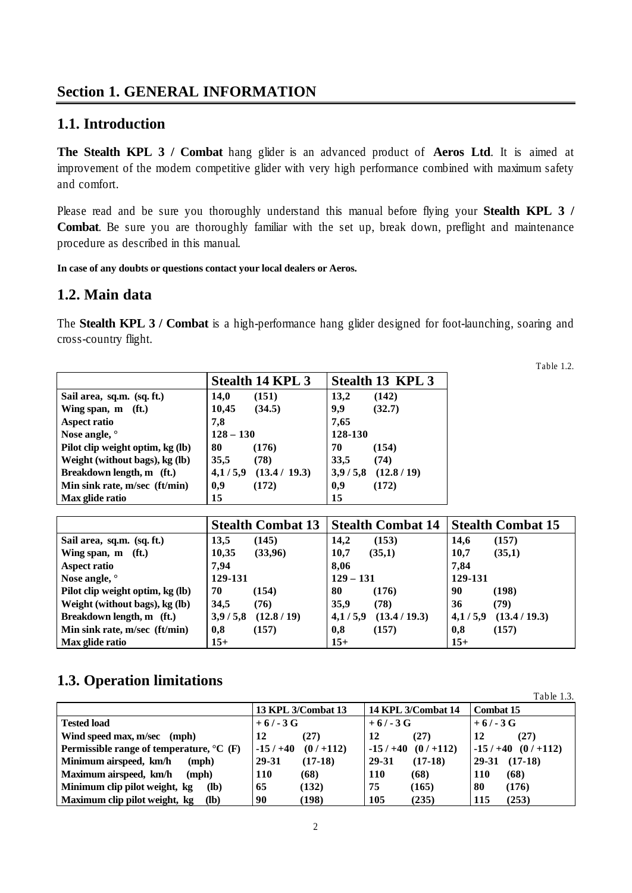# Section 1. GENERAL INFORMATION

## 1.1. Introduction

**The Stealth KPL 3 / Combat** hang glider is an advanced product of **Aeros Ltd**. It is aimed at improvement of the modern competitive glider with very high performance combined with maximum safety and comfort.

Please read and be sure you thoroughly understand this manual before flying your **Stealth KPL 3 / Combat**. Be sure you are thoroughly familiar with the set up, break down, preflight and maintenance procedure as described in this manual.

**In case of any doubts or questions contact your local dealers or Aeros.**

## 1.2. Main data

The **Stealth KPL 3 / Combat** is a high-performance hang glider designed for foot-launching, soaring and cross-country flight.

Table 1.2.

| | Stealth 14 KPL 3 | Stealth 13 KPL 3 |
|---|---|---|
| **Sail area, sq.m. (sq. ft.)** | **14,0 (151)** | **13,2 (142)** |
| **Wing span, m (ft.)** | **10,45 (34.5)** | **9,9 (32.7)** |
| **Aspect ratio** | **7,8** | **7,65** |
| **Nose angle, °** | **128 – 130** | **128-130** |
| **Pilot clip weight optim, kg (lb)** | **80 (176)** | **70 (154)** |
| **Weight (without bags), kg (lb)** | **35,5 (78)** | **33,5 (74)** |
| **Breakdown length, m (ft.)** | **4,1 / 5,9 (13.4 / 19.3)** | **3,9 / 5,8 (12.8 / 19)** |
| **Min sink rate, m/sec (ft/min)** | **0,9 (172)** | **0,9 (172)** |
| **Max glide ratio** | **15** | **15** |

| | Stealth Combat 13 | Stealth Combat 14 | Stealth Combat 15 |
|---|---|---|---|
| **Sail area, sq.m. (sq. ft.)** | **13,5 (145)** | **14,2 (153)** | **14,6 (157)** |
| **Wing span, m (ft.)** | **10,35 (33,96)** | **10,7 (35,1)** | **10,7 (35,1)** |
| **Aspect ratio** | **7,94** | **8,06** | **7,84** |
| **Nose angle, °** | **129-131** | **129 – 131** | **129-131** |
| **Pilot clip weight optim, kg (lb)** | **70 (154)** | **80 (176)** | **90 (198)** |
| **Weight (without bags), kg (lb)** | **34,5 (76)** | **35,9 (78)** | **36 (79)** |
| **Breakdown length, m (ft.)** | **3,9 / 5,8 (12.8 / 19)** | **4,1 / 5,9 (13.4 / 19.3)** | **4,1 / 5,9 (13.4 / 19.3)** |
| **Min sink rate, m/sec (ft/min)** | **0,8 (157)** | **0,8 (157)** | **0,8 (157)** |
| **Max glide ratio** | **15+** | **15+** | **15+** |

## 1.3. Operation limitations

Table 1.3.

| | 13 KPL 3/Combat 13 | 14 KPL 3/Combat 14 | Combat 15 |
|---|---|---|---|
| **Tested load** | **+ 6 / - 3 G** | **+ 6 / - 3 G** | **+ 6 / - 3 G** |
| **Wind speed max, m/sec (mph)** | **12 (27)** | **12 (27)** | **12 (27)** |
| **Permissible range of temperature, °C (F)** | **-15 / +40 (0 / +112)** | **-15 / +40 (0 / +112)** | **-15 / +40 (0 / +112)** |
| **Minimum airspeed, km/h (mph)** | **29-31 (17-18)** | **29-31 (17-18)** | **29-31 (17-18)** |
| **Maximum airspeed, km/h (mph)** | **110 (68)** | **110 (68)** | **110 (68)** |
| **Minimum clip pilot weight, kg (lb)** | **65 (132)** | **75 (165)** | **80 (176)** |
| **Maximum clip pilot weight, kg (lb)** | **90 (198)** | **105 (235)** | **115 (253)** |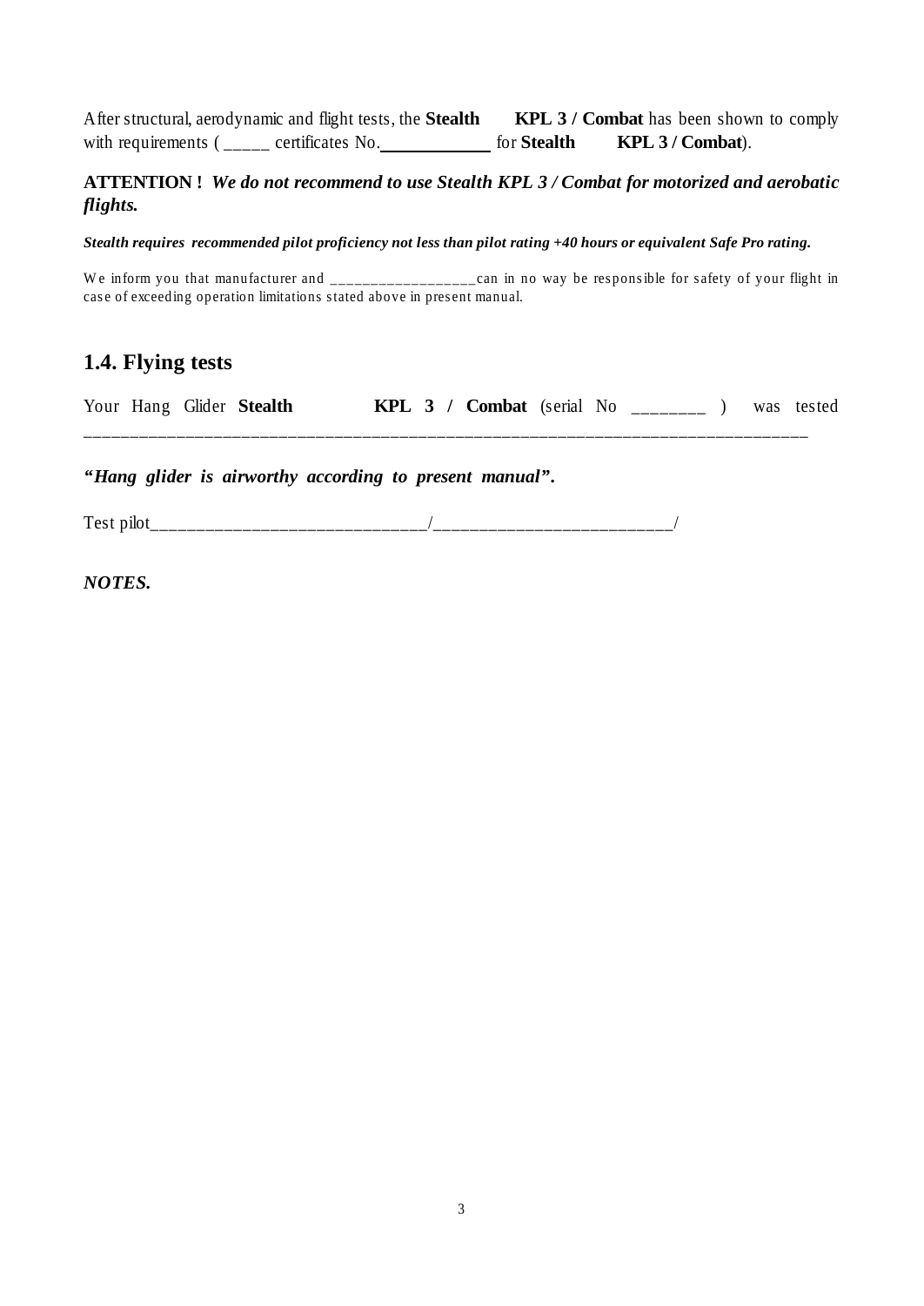After structural, aerodynamic and flight tests, the **Stealth KPL 3 / Combat** has been shown to comply with requirements ( _____ certificates No.____________ for **Stealth KPL 3 / Combat**).

**ATTENTION !** ***We do not recommend to use Stealth KPL 3 / Combat for motorized and aerobatic flights.***

***Stealth requires recommended pilot proficiency not less than pilot rating +40 hours or equivalent Safe Pro rating.***

We inform you that manufacturer and _________________can in no way be responsible for safety of your flight in case of exceeding operation limitations stated above in present manual.

## 1.4. Flying tests

Your Hang Glider **Stealth KPL 3 / Combat** (serial No ________ ) was tested ___________________________________________________________________________

***"Hang glider is airworthy according to present manual".***

Test pilot_____________________________/_________________________/

***NOTES.***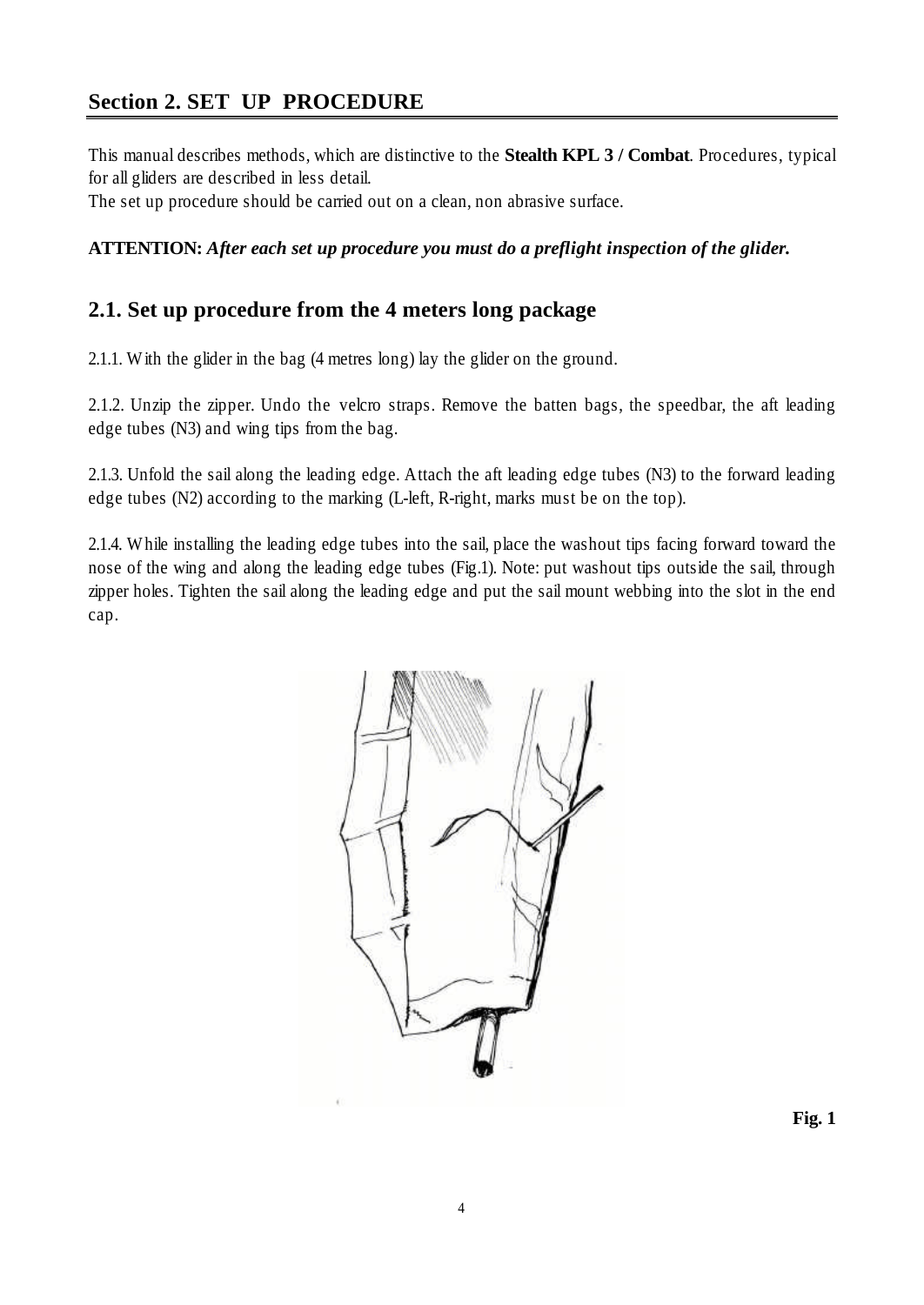## Section 2. SET UP PROCEDURE

This manual describes methods, which are distinctive to the **Stealth KPL 3 / Combat**. Procedures, typical for all gliders are described in less detail.
The set up procedure should be carried out on a clean, non abrasive surface.

**ATTENTION:** ***After each set up procedure you must do a preflight inspection of the glider.***

### 2.1. Set up procedure from the 4 meters long package

2.1.1. With the glider in the bag (4 metres long) lay the glider on the ground.

2.1.2. Unzip the zipper. Undo the velcro straps. Remove the batten bags, the speedbar, the aft leading edge tubes (N3) and wing tips from the bag.

2.1.3. Unfold the sail along the leading edge. Attach the aft leading edge tubes (N3) to the forward leading edge tubes (N2) according to the marking (L-left, R-right, marks must be on the top).

2.1.4. While installing the leading edge tubes into the sail, place the washout tips facing forward toward the nose of the wing and along the leading edge tubes (Fig.1). Note: put washout tips outside the sail, through zipper holes. Tighten the sail along the leading edge and put the sail mount webbing into the slot in the end cap.

**Fig. 1**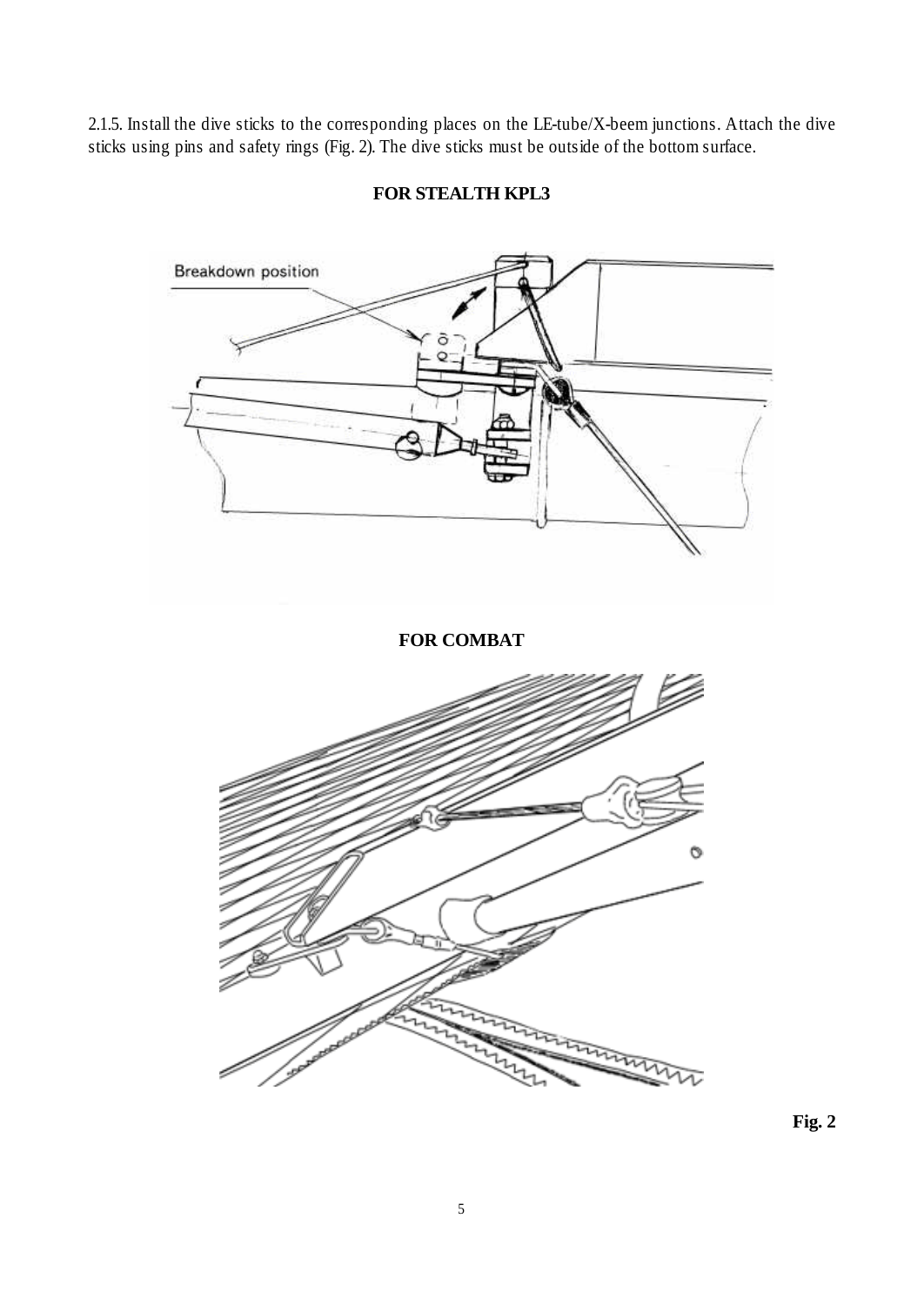2.1.5. Install the dive sticks to the corresponding places on the LE-tube/X-beem junctions. Attach the dive sticks using pins and safety rings (Fig. 2). The dive sticks must be outside of the bottom surface.

**FOR STEALTH KPL3**

**FOR COMBAT**

**Fig. 2**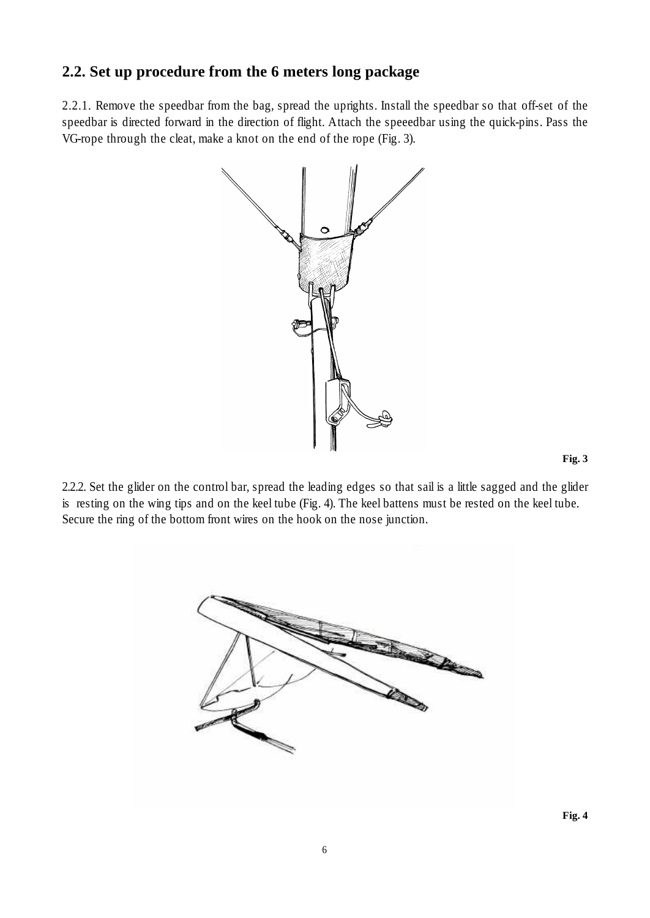## 2.2. Set up procedure from the 6 meters long package

2.2.1. Remove the speedbar from the bag, spread the uprights. Install the speedbar so that off-set of the speedbar is directed forward in the direction of flight. Attach the speeedbar using the quick-pins. Pass the VG-rope through the cleat, make a knot on the end of the rope (Fig. 3).

**Fig. 3**

2.2.2. Set the glider on the control bar, spread the leading edges so that sail is a little sagged and the glider is resting on the wing tips and on the keel tube (Fig. 4). The keel battens must be rested on the keel tube. Secure the ring of the bottom front wires on the hook on the nose junction.

**Fig. 4**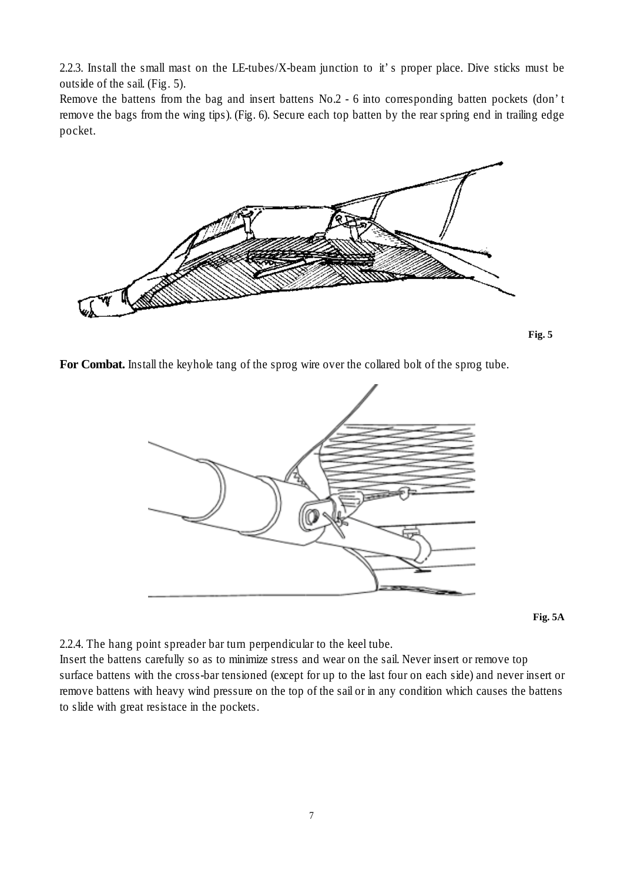2.2.3. Install the small mast on the LE-tubes/X-beam junction to it' s proper place. Dive sticks must be outside of the sail. (Fig. 5).

Remove the battens from the bag and insert battens No.2 - 6 into corresponding batten pockets (don' t remove the bags from the wing tips). (Fig. 6). Secure each top batten by the rear spring end in trailing edge pocket.

**Fig. 5**

**For Combat.** Install the keyhole tang of the sprog wire over the collared bolt of the sprog tube.

**Fig. 5A**

2.2.4. The hang point spreader bar turn perpendicular to the keel tube.

Insert the battens carefully so as to minimize stress and wear on the sail. Never insert or remove top surface battens with the cross-bar tensioned (except for up to the last four on each side) and never insert or remove battens with heavy wind pressure on the top of the sail or in any condition which causes the battens to slide with great resistace in the pockets.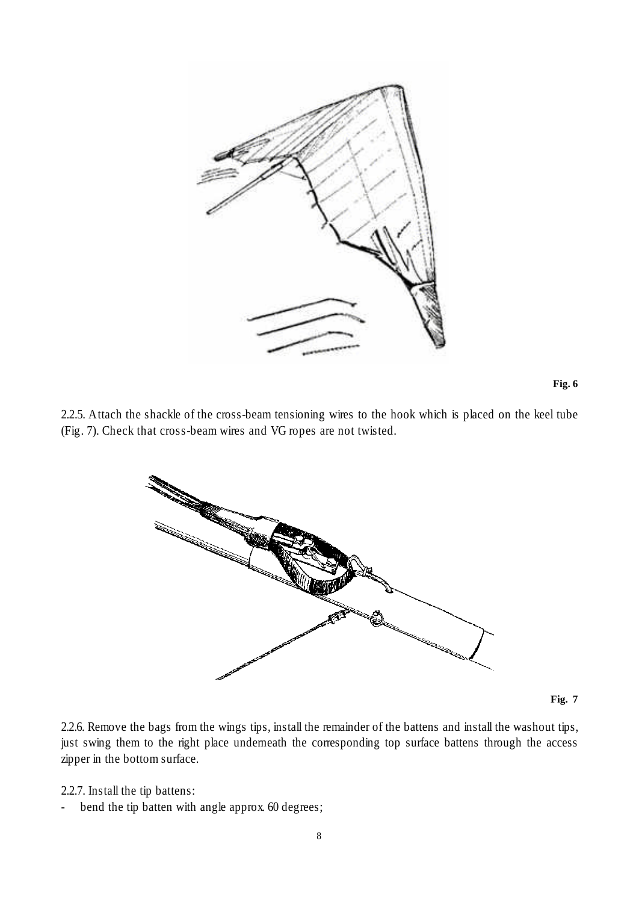Fig. 6

2.2.5. Attach the shackle of the cross-beam tensioning wires to the hook which is placed on the keel tube (Fig. 7). Check that cross-beam wires and VG ropes are not twisted.

Fig. 7

2.2.6. Remove the bags from the wings tips, install the remainder of the battens and install the washout tips, just swing them to the right place underneath the corresponding top surface battens through the access zipper in the bottom surface.

2.2.7. Install the tip battens:

- bend the tip batten with angle approx. 60 degrees;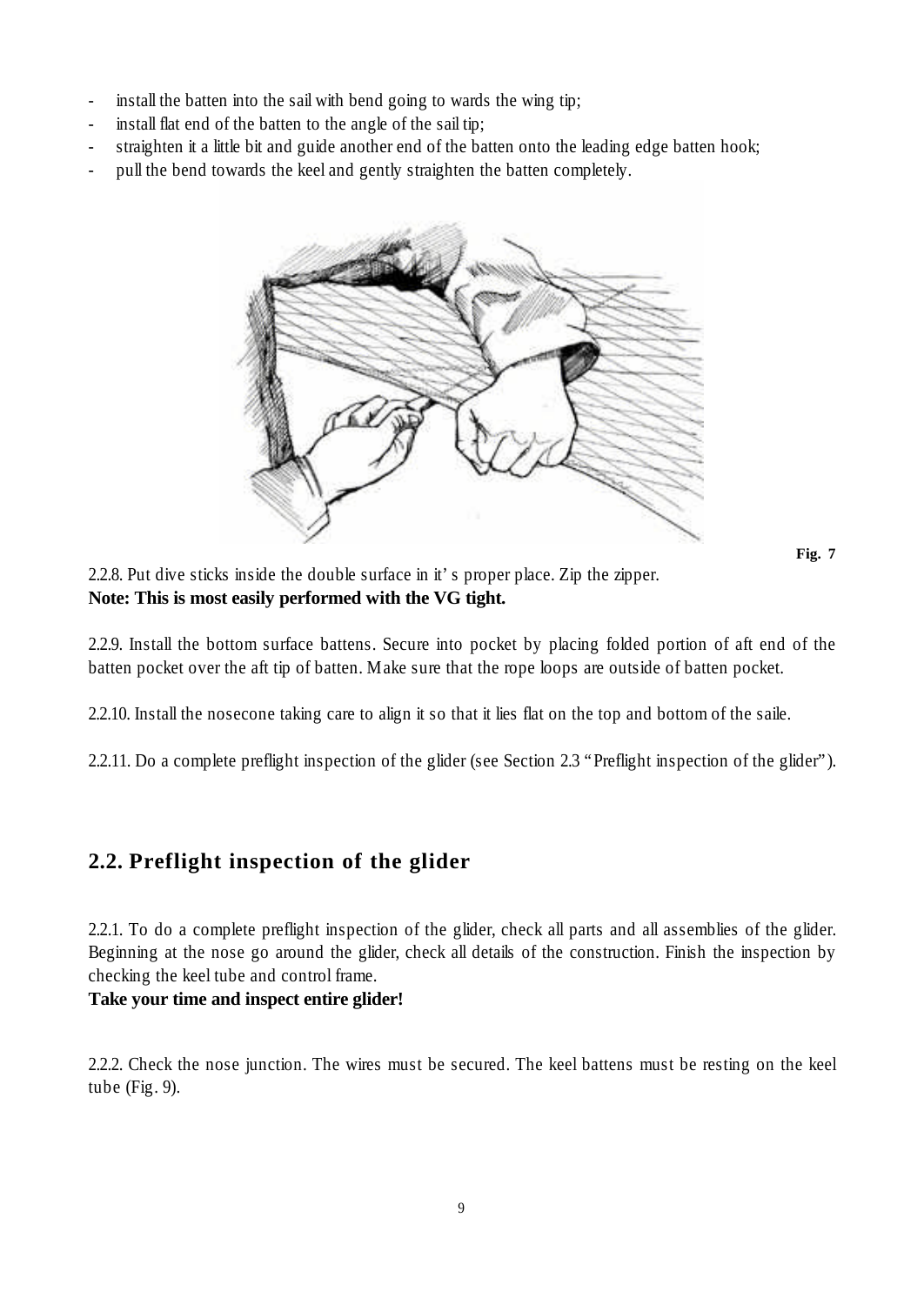- install the batten into the sail with bend going to wards the wing tip;
- install flat end of the batten to the angle of the sail tip;
- straighten it a little bit and guide another end of the batten onto the leading edge batten hook;
- pull the bend towards the keel and gently straighten the batten completely.

**Fig. 7**

2.2.8. Put dive sticks inside the double surface in it' s proper place. Zip the zipper.
**Note: This is most easily performed with the VG tight.**

2.2.9. Install the bottom surface battens. Secure into pocket by placing folded portion of aft end of the batten pocket over the aft tip of batten. Make sure that the rope loops are outside of batten pocket.

2.2.10. Install the nosecone taking care to align it so that it lies flat on the top and bottom of the saile.

2.2.11. Do a complete preflight inspection of the glider (see Section 2.3 "Preflight inspection of the glider").

## 2.2. Preflight inspection of the glider

2.2.1. To do a complete preflight inspection of the glider, check all parts and all assemblies of the glider. Beginning at the nose go around the glider, check all details of the construction. Finish the inspection by checking the keel tube and control frame.
**Take your time and inspect entire glider!**

2.2.2. Check the nose junction. The wires must be secured. The keel battens must be resting on the keel tube (Fig. 9).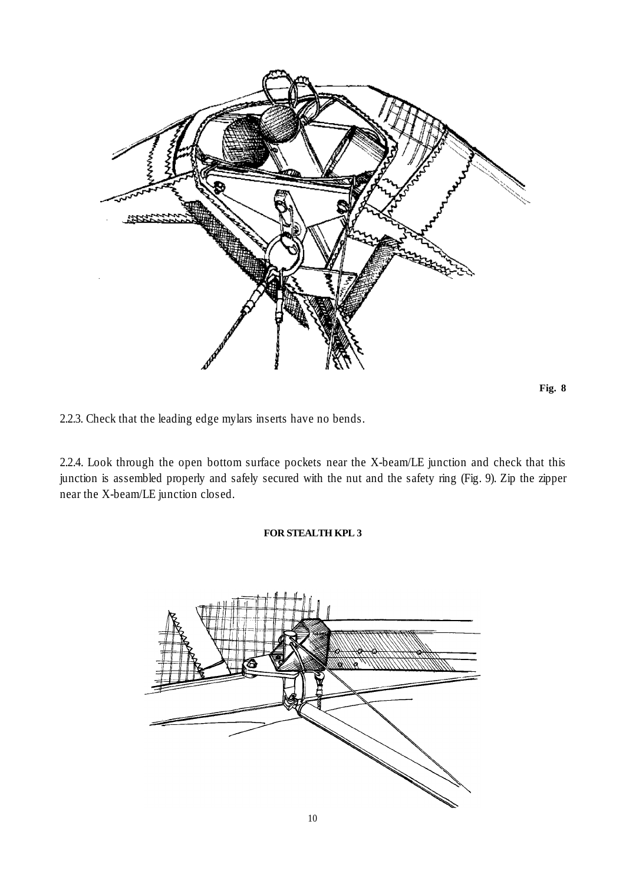**Fig. 8**

2.2.3. Check that the leading edge mylars inserts have no bends.

2.2.4. Look through the open bottom surface pockets near the X-beam/LE junction and check that this junction is assembled properly and safely secured with the nut and the safety ring (Fig. 9). Zip the zipper near the X-beam/LE junction closed.

**FOR STEALTH KPL 3**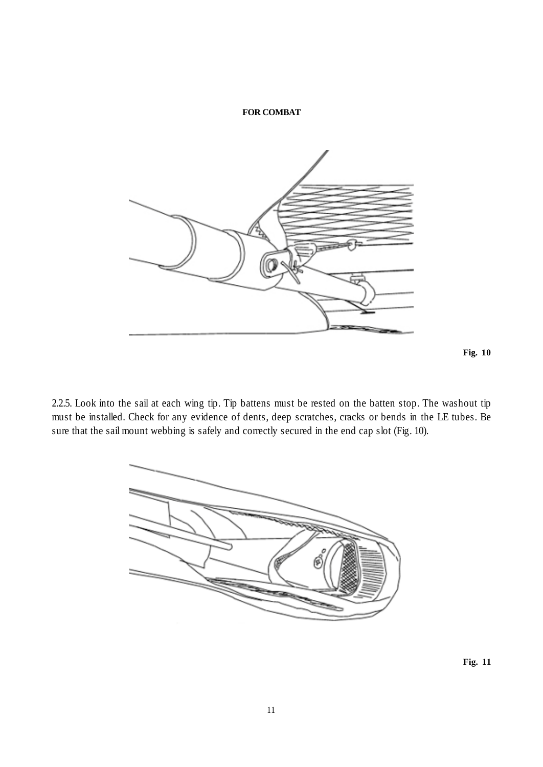**FOR COMBAT**

Fig. 10

2.2.5. Look into the sail at each wing tip. Tip battens must be rested on the batten stop. The washout tip must be installed. Check for any evidence of dents, deep scratches, cracks or bends in the LE tubes. Be sure that the sail mount webbing is safely and correctly secured in the end cap slot (Fig. 10).

Fig. 11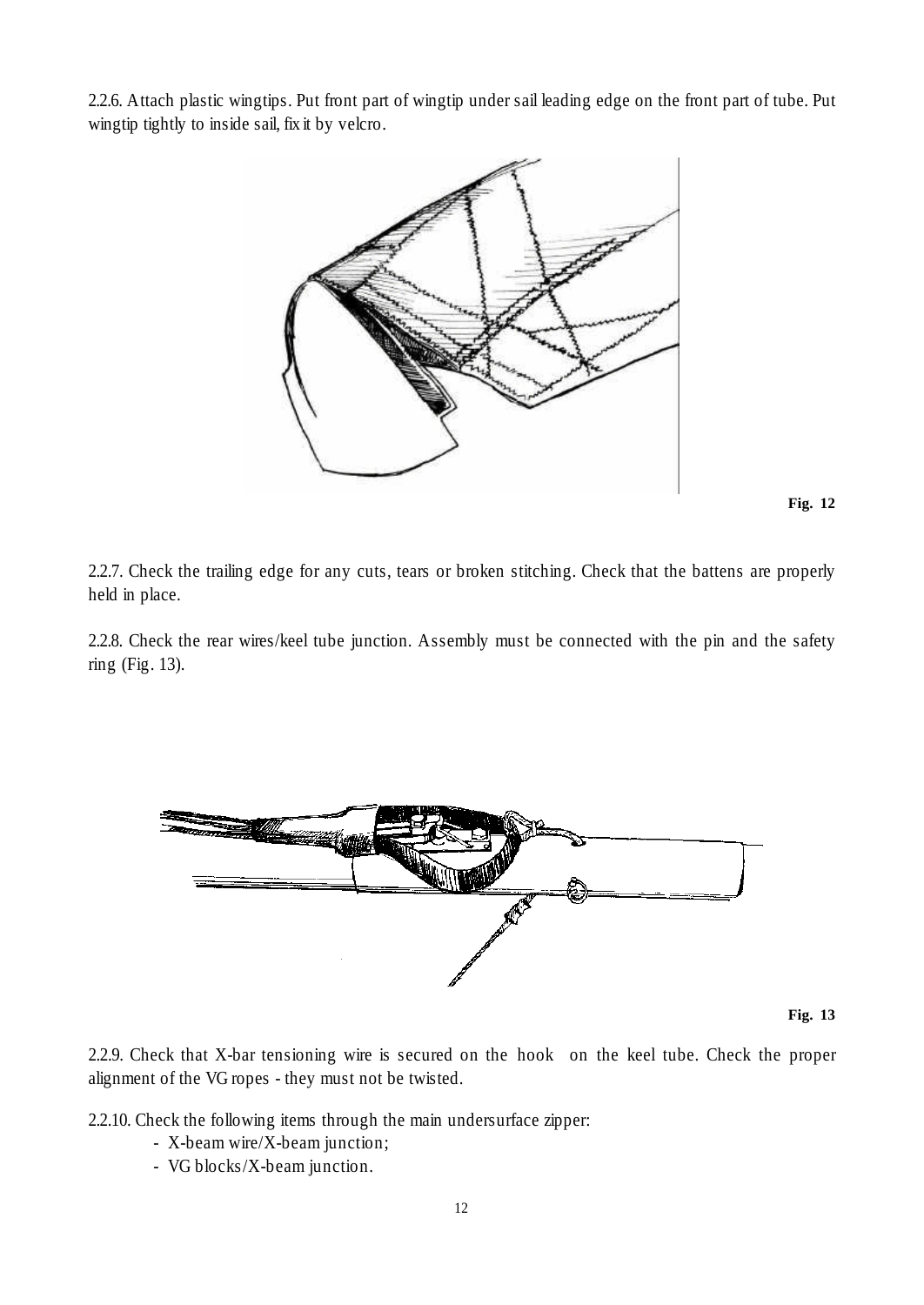2.2.6. Attach plastic wingtips. Put front part of wingtip under sail leading edge on the front part of tube. Put wingtip tightly to inside sail, fix it by velcro.

**Fig. 12**

2.2.7. Check the trailing edge for any cuts, tears or broken stitching. Check that the battens are properly held in place.

2.2.8. Check the rear wires/keel tube junction. Assembly must be connected with the pin and the safety ring (Fig. 13).

**Fig. 13**

2.2.9. Check that X-bar tensioning wire is secured on the hook on the keel tube. Check the proper alignment of the VG ropes - they must not be twisted.

2.2.10. Check the following items through the main undersurface zipper:

- X-beam wire/X-beam junction;
- VG blocks/X-beam junction.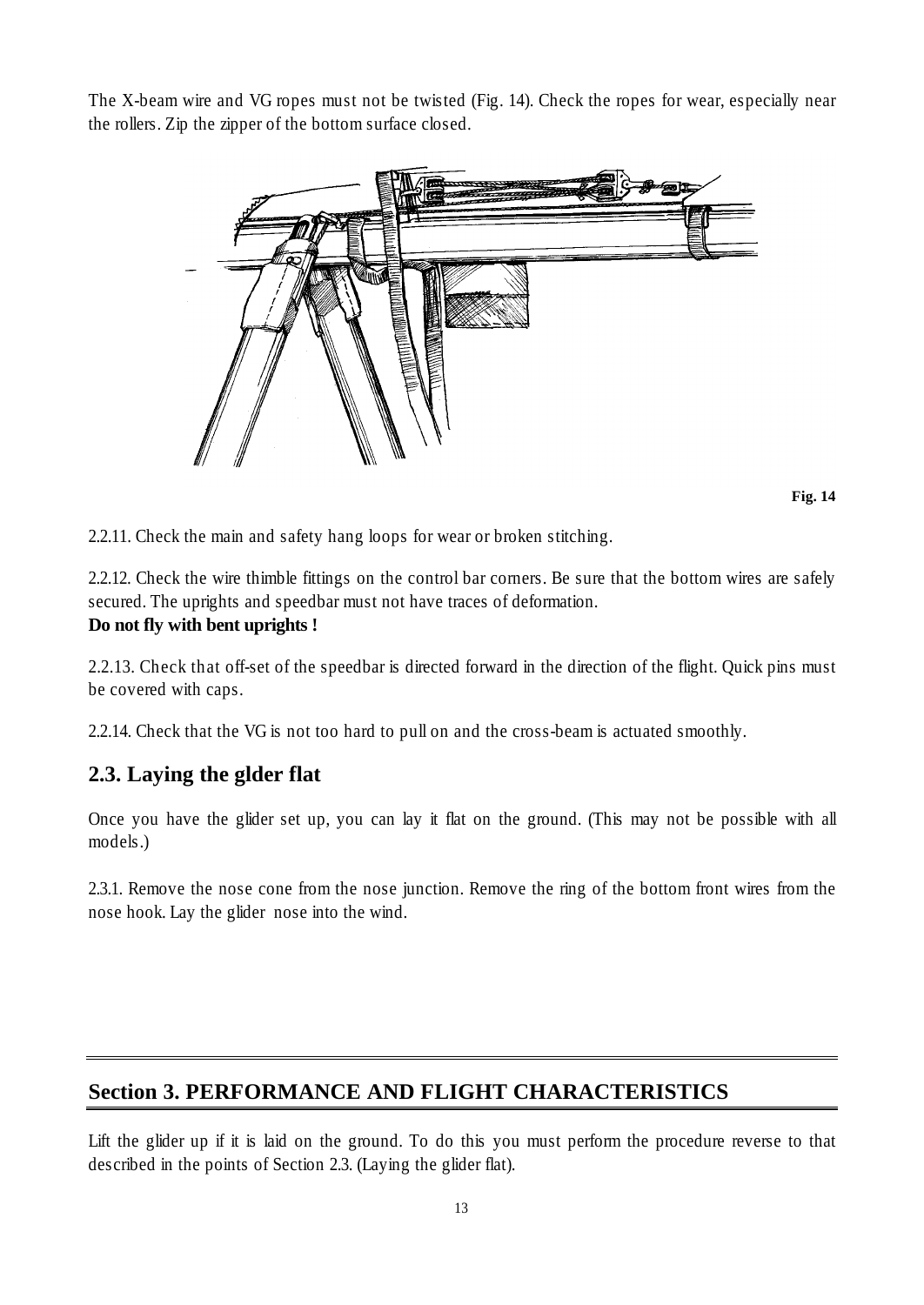The X-beam wire and VG ropes must not be twisted (Fig. 14). Check the ropes for wear, especially near the rollers. Zip the zipper of the bottom surface closed.

**Fig. 14**

2.2.11. Check the main and safety hang loops for wear or broken stitching.

2.2.12. Check the wire thimble fittings on the control bar corners. Be sure that the bottom wires are safely secured. The uprights and speedbar must not have traces of deformation.
**Do not fly with bent uprights !**

2.2.13. Check that off-set of the speedbar is directed forward in the direction of the flight. Quick pins must be covered with caps.

2.2.14. Check that the VG is not too hard to pull on and the cross-beam is actuated smoothly.

## 2.3. Laying the glder flat

Once you have the glider set up, you can lay it flat on the ground. (This may not be possible with all models.)

2.3.1. Remove the nose cone from the nose junction. Remove the ring of the bottom front wires from the nose hook. Lay the glider nose into the wind.

## Section 3. PERFORMANCE AND FLIGHT CHARACTERISTICS

Lift the glider up if it is laid on the ground. To do this you must perform the procedure reverse to that described in the points of Section 2.3. (Laying the glider flat).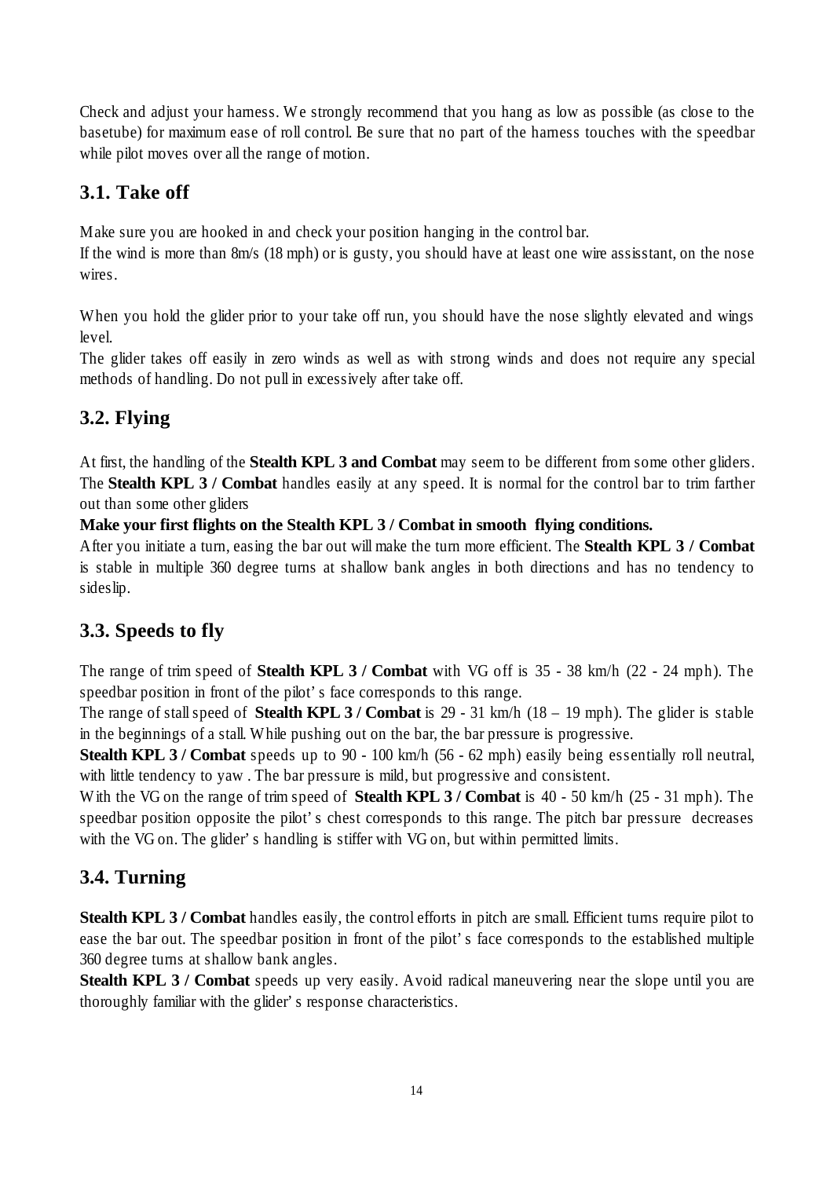Check and adjust your harness. We strongly recommend that you hang as low as possible (as close to the basetube) for maximum ease of roll control. Be sure that no part of the harness touches with the speedbar while pilot moves over all the range of motion.

### 3.1. Take off

Make sure you are hooked in and check your position hanging in the control bar.
If the wind is more than 8m/s (18 mph) or is gusty, you should have at least one wire assisstant, on the nose wires.

When you hold the glider prior to your take off run, you should have the nose slightly elevated and wings level.
The glider takes off easily in zero winds as well as with strong winds and does not require any special methods of handling. Do not pull in excessively after take off.

### 3.2. Flying

At first, the handling of the **Stealth KPL 3 and Combat** may seem to be different from some other gliders. The **Stealth KPL 3 / Combat** handles easily at any speed. It is normal for the control bar to trim farther out than some other gliders

**Make your first flights on the Stealth KPL 3 / Combat in smooth flying conditions.**

After you initiate a turn, easing the bar out will make the turn more efficient. The **Stealth KPL 3 / Combat** is stable in multiple 360 degree turns at shallow bank angles in both directions and has no tendency to sideslip.

### 3.3. Speeds to fly

The range of trim speed of **Stealth KPL 3 / Combat** with VG off is 35 - 38 km/h (22 - 24 mph). The speedbar position in front of the pilot' s face corresponds to this range.

The range of stall speed of **Stealth KPL 3 / Combat** is 29 - 31 km/h (18 – 19 mph). The glider is stable in the beginnings of a stall. While pushing out on the bar, the bar pressure is progressive.

**Stealth KPL 3 / Combat** speeds up to 90 - 100 km/h (56 - 62 mph) easily being essentially roll neutral, with little tendency to yaw . The bar pressure is mild, but progressive and consistent.

With the VG on the range of trim speed of **Stealth KPL 3 / Combat** is 40 - 50 km/h (25 - 31 mph). The speedbar position opposite the pilot' s chest corresponds to this range. The pitch bar pressure decreases with the VG on. The glider' s handling is stiffer with VG on, but within permitted limits.

### 3.4. Turning

**Stealth KPL 3 / Combat** handles easily, the control efforts in pitch are small. Efficient turns require pilot to ease the bar out. The speedbar position in front of the pilot' s face corresponds to the established multiple 360 degree turns at shallow bank angles.

**Stealth KPL 3 / Combat** speeds up very easily. Avoid radical maneuvering near the slope until you are thoroughly familiar with the glider' s response characteristics.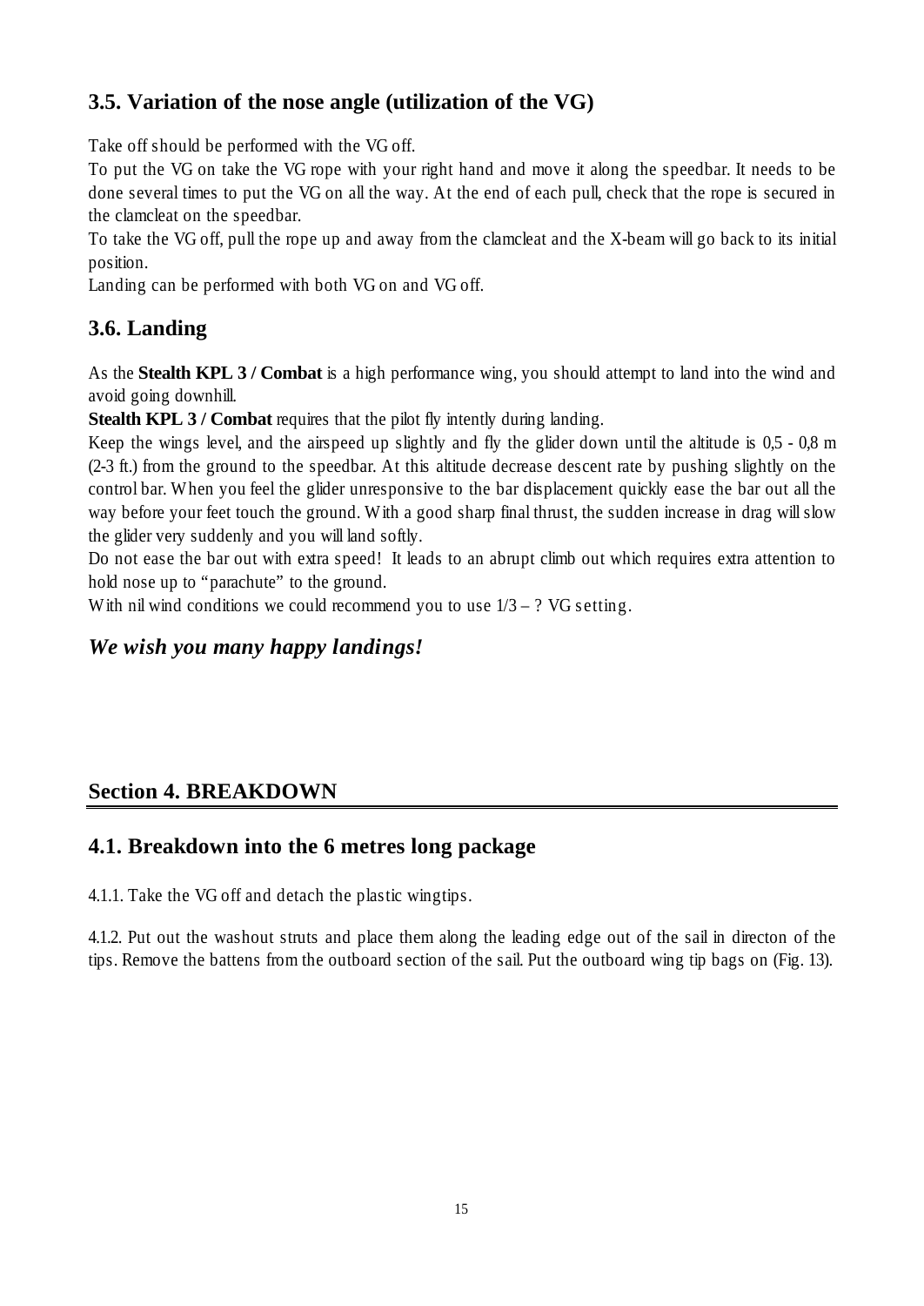## 3.5. Variation of the nose angle (utilization of the VG)

Take off should be performed with the VG off.
To put the VG on take the VG rope with your right hand and move it along the speedbar. It needs to be done several times to put the VG on all the way. At the end of each pull, check that the rope is secured in the clamcleat on the speedbar.
To take the VG off, pull the rope up and away from the clamcleat and the X-beam will go back to its initial position.
Landing can be performed with both VG on and VG off.

## 3.6. Landing

As the **Stealth KPL 3 / Combat** is a high performance wing, you should attempt to land into the wind and avoid going downhill.
**Stealth KPL 3 / Combat** requires that the pilot fly intently during landing.
Keep the wings level, and the airspeed up slightly and fly the glider down until the altitude is 0,5 - 0,8 m (2-3 ft.) from the ground to the speedbar. At this altitude decrease descent rate by pushing slightly on the control bar. When you feel the glider unresponsive to the bar displacement quickly ease the bar out all the way before your feet touch the ground. With a good sharp final thrust, the sudden increase in drag will slow the glider very suddenly and you will land softly.
Do not ease the bar out with extra speed! It leads to an abrupt climb out which requires extra attention to hold nose up to "parachute" to the ground.
With nil wind conditions we could recommend you to use 1/3 – ? VG setting.

***We wish you many happy landings!***

# Section 4. BREAKDOWN

## 4.1. Breakdown into the 6 metres long package

4.1.1. Take the VG off and detach the plastic wingtips.

4.1.2. Put out the washout struts and place them along the leading edge out of the sail in directon of the tips. Remove the battens from the outboard section of the sail. Put the outboard wing tip bags on (Fig. 13).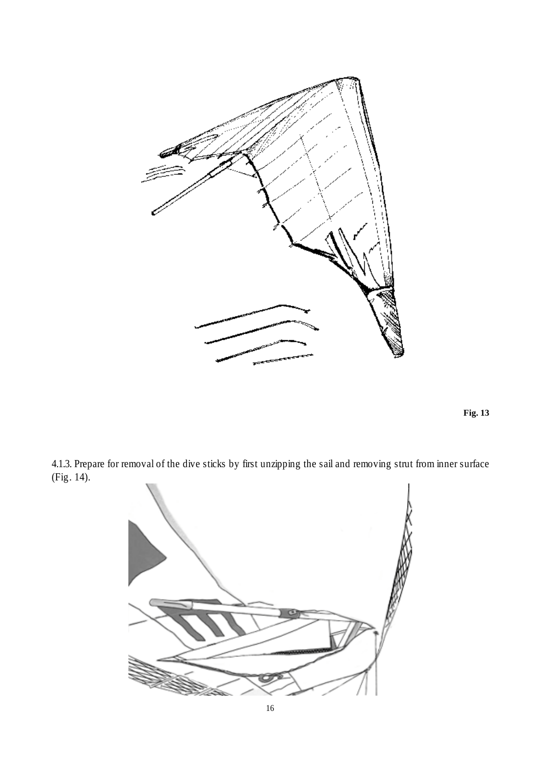**Fig. 13**

4.1.3. Prepare for removal of the dive sticks by first unzipping the sail and removing strut from inner surface (Fig. 14).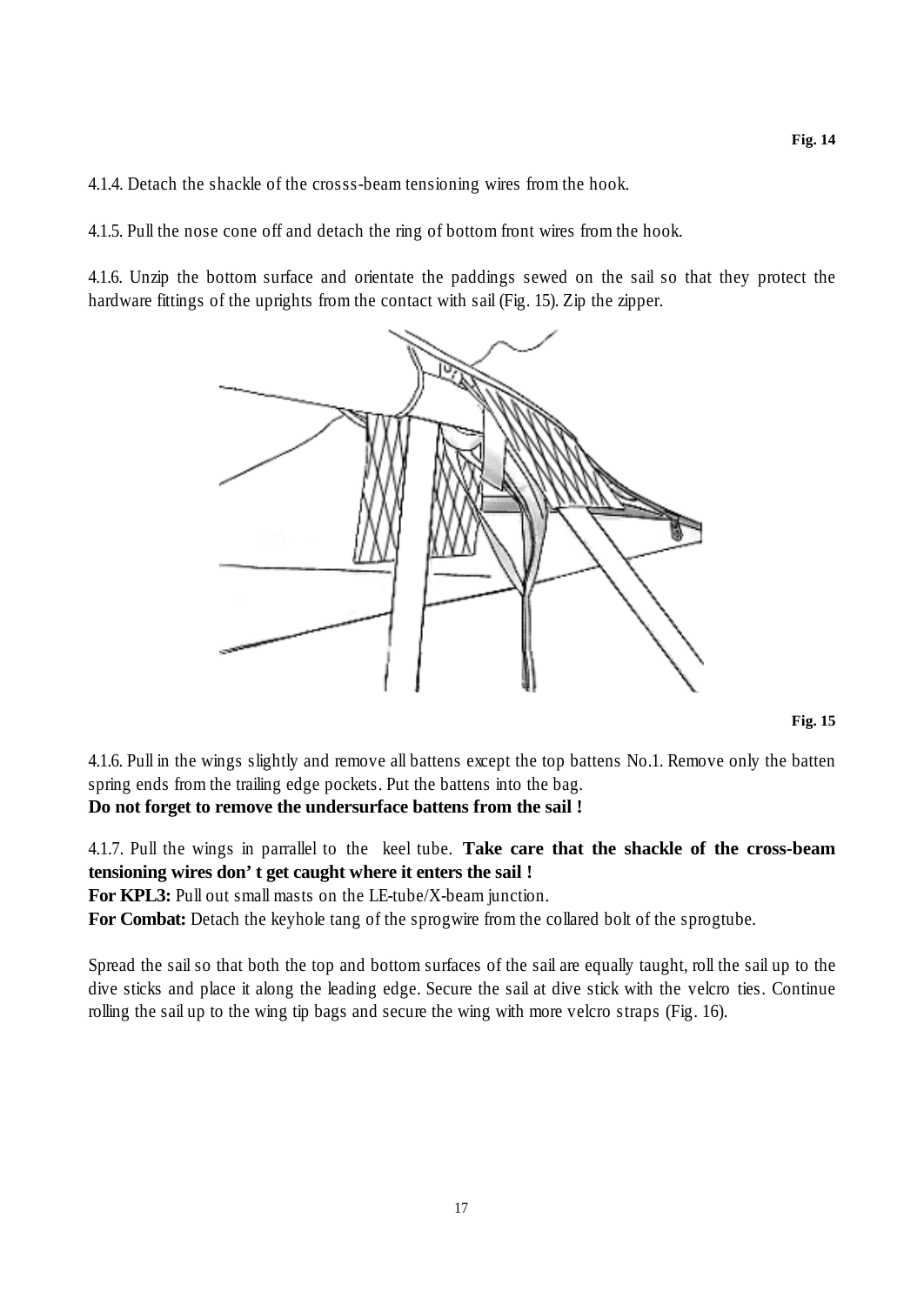Fig. 14

4.1.4. Detach the shackle of the crosss-beam tensioning wires from the hook.

4.1.5. Pull the nose cone off and detach the ring of bottom front wires from the hook.

4.1.6. Unzip the bottom surface and orientate the paddings sewed on the sail so that they protect the hardware fittings of the uprights from the contact with sail (Fig. 15). Zip the zipper.

Fig. 15

4.1.6. Pull in the wings slightly and remove all battens except the top battens No.1. Remove only the batten spring ends from the trailing edge pockets. Put the battens into the bag.
**Do not forget to remove the undersurface battens from the sail !**

4.1.7. Pull the wings in parrallel to the keel tube. **Take care that the shackle of the cross-beam tensioning wires don' t get caught where it enters the sail !**
**For KPL3:** Pull out small masts on the LE-tube/X-beam junction.
**For Combat:** Detach the keyhole tang of the sprogwire from the collared bolt of the sprogtube.

Spread the sail so that both the top and bottom surfaces of the sail are equally taught, roll the sail up to the dive sticks and place it along the leading edge. Secure the sail at dive stick with the velcro ties. Continue rolling the sail up to the wing tip bags and secure the wing with more velcro straps (Fig. 16).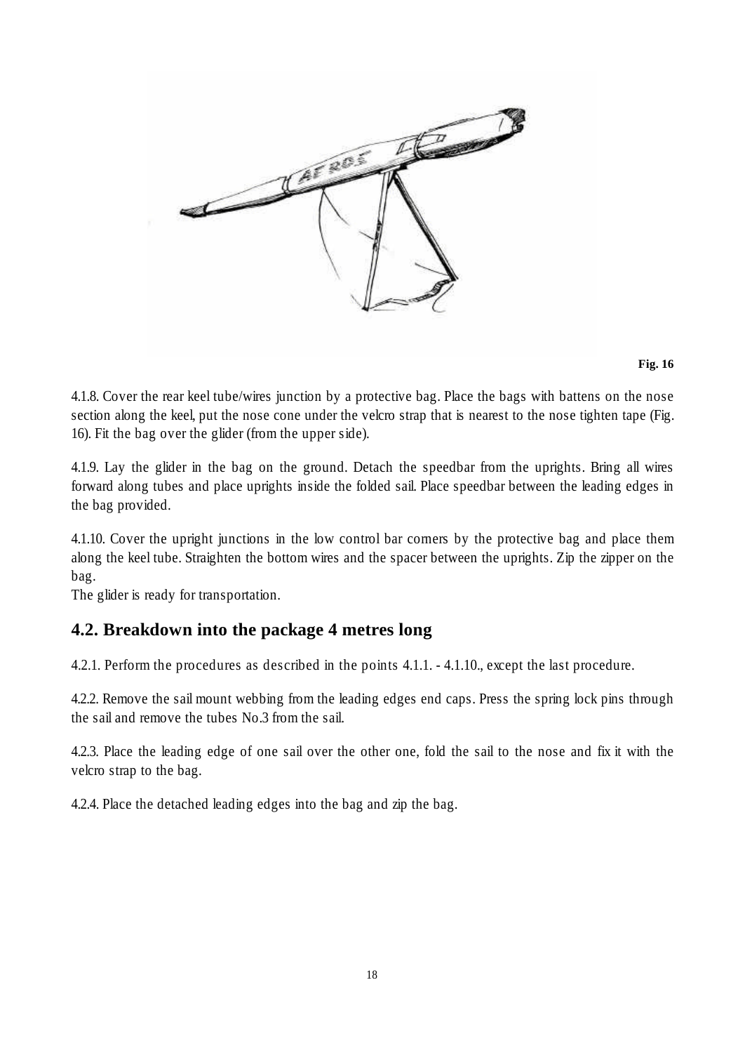Fig. 16

4.1.8. Cover the rear keel tube/wires junction by a protective bag. Place the bags with battens on the nose section along the keel, put the nose cone under the velcro strap that is nearest to the nose tighten tape (Fig. 16). Fit the bag over the glider (from the upper side).

4.1.9. Lay the glider in the bag on the ground. Detach the speedbar from the uprights. Bring all wires forward along tubes and place uprights inside the folded sail. Place speedbar between the leading edges in the bag provided.

4.1.10. Cover the upright junctions in the low control bar corners by the protective bag and place them along the keel tube. Straighten the bottom wires and the spacer between the uprights. Zip the zipper on the bag.
The glider is ready for transportation.

## 4.2. Breakdown into the package 4 metres long

4.2.1. Perform the procedures as described in the points 4.1.1. - 4.1.10., except the last procedure.

4.2.2. Remove the sail mount webbing from the leading edges end caps. Press the spring lock pins through the sail and remove the tubes No.3 from the sail.

4.2.3. Place the leading edge of one sail over the other one, fold the sail to the nose and fix it with the velcro strap to the bag.

4.2.4. Place the detached leading edges into the bag and zip the bag.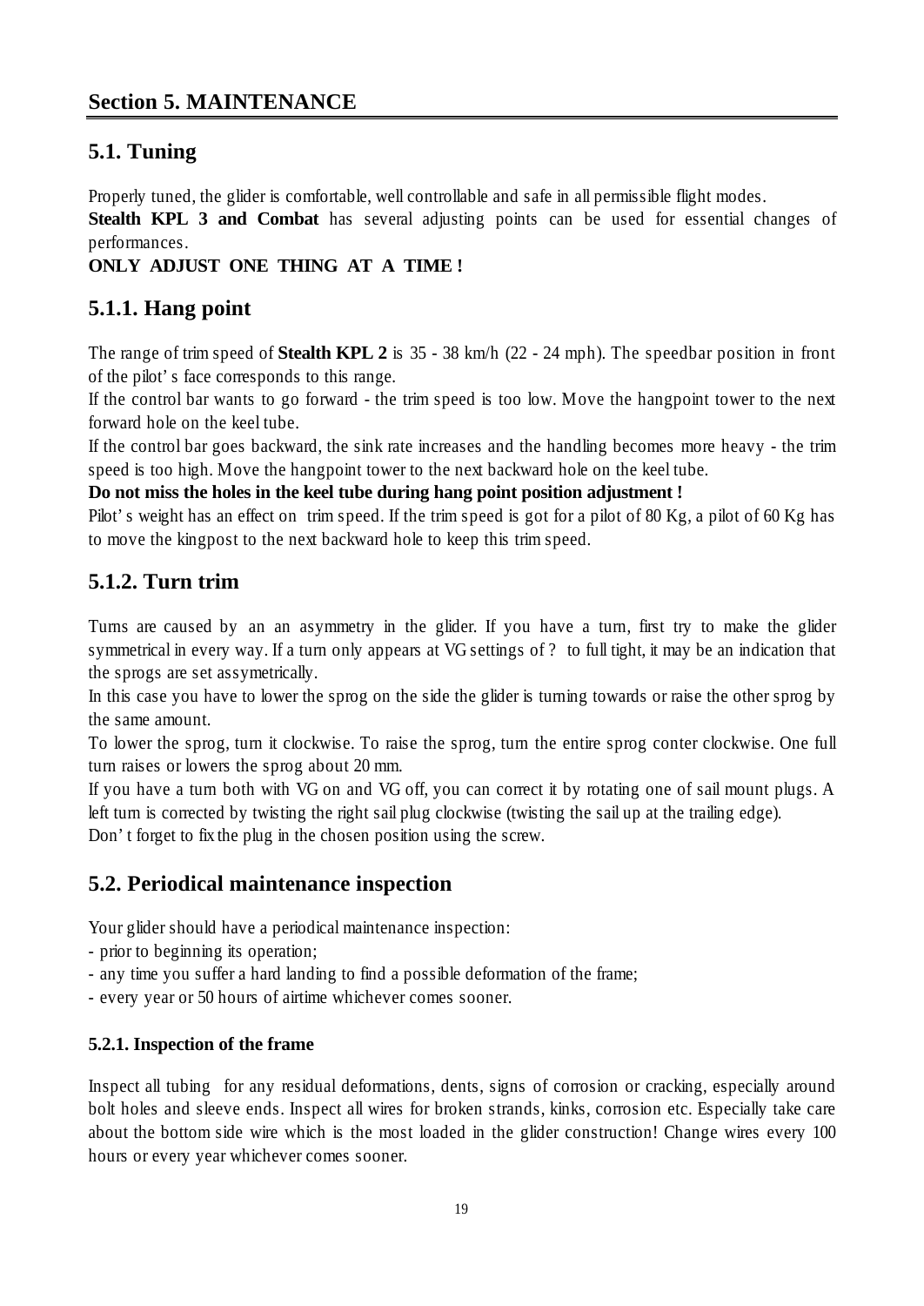## Section 5. MAINTENANCE

### 5.1. Tuning

Properly tuned, the glider is comfortable, well controllable and safe in all permissible flight modes.
**Stealth KPL 3 and Combat** has several adjusting points can be used for essential changes of performances.
**ONLY ADJUST ONE THING AT A TIME !**

### 5.1.1. Hang point

The range of trim speed of **Stealth KPL 2** is 35 - 38 km/h (22 - 24 mph). The speedbar position in front of the pilot' s face corresponds to this range.
If the control bar wants to go forward - the trim speed is too low. Move the hangpoint tower to the next forward hole on the keel tube.
If the control bar goes backward, the sink rate increases and the handling becomes more heavy - the trim speed is too high. Move the hangpoint tower to the next backward hole on the keel tube.
**Do not miss the holes in the keel tube during hang point position adjustment !**
Pilot' s weight has an effect on trim speed. If the trim speed is got for a pilot of 80 Kg, a pilot of 60 Kg has to move the kingpost to the next backward hole to keep this trim speed.

### 5.1.2. Turn trim

Turns are caused by an an asymmetry in the glider. If you have a turn, first try to make the glider symmetrical in every way. If a turn only appears at VG settings of ? to full tight, it may be an indication that the sprogs are set assymetrically.
In this case you have to lower the sprog on the side the glider is turning towards or raise the other sprog by the same amount.
To lower the sprog, turn it clockwise. To raise the sprog, turn the entire sprog conter clockwise. One full turn raises or lowers the sprog about 20 mm.
If you have a turn both with VG on and VG off, you can correct it by rotating one of sail mount plugs. A left turn is corrected by twisting the right sail plug clockwise (twisting the sail up at the trailing edge).
Don' t forget to fix the plug in the chosen position using the screw.

### 5.2. Periodical maintenance inspection

Your glider should have a periodical maintenance inspection:
- prior to beginning its operation;
- any time you suffer a hard landing to find a possible deformation of the frame;
- every year or 50 hours of airtime whichever comes sooner.

#### 5.2.1. Inspection of the frame

Inspect all tubing for any residual deformations, dents, signs of corrosion or cracking, especially around bolt holes and sleeve ends. Inspect all wires for broken strands, kinks, corrosion etc. Especially take care about the bottom side wire which is the most loaded in the glider construction! Change wires every 100 hours or every year whichever comes sooner.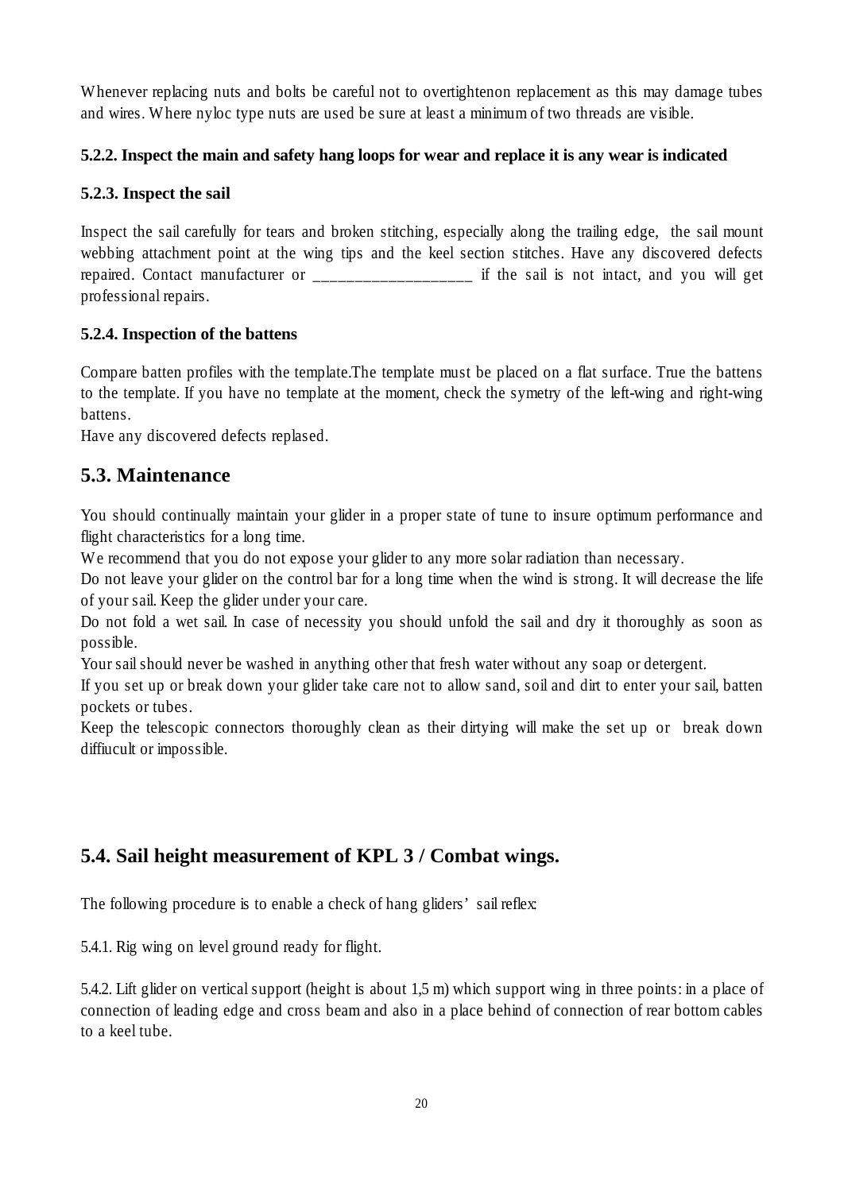Whenever replacing nuts and bolts be careful not to overtightenon replacement as this may damage tubes and wires. Where nyloc type nuts are used be sure at least a minimum of two threads are visible.

#### 5.2.2. Inspect the main and safety hang loops for wear and replace it is any wear is indicated

#### 5.2.3. Inspect the sail

Inspect the sail carefully for tears and broken stitching, especially along the trailing edge, the sail mount webbing attachment point at the wing tips and the keel section stitches. Have any discovered defects repaired. Contact manufacturer or ___________________ if the sail is not intact, and you will get professional repairs.

#### 5.2.4. Inspection of the battens

Compare batten profiles with the template.The template must be placed on a flat surface. True the battens to the template. If you have no template at the moment, check the symetry of the left-wing and right-wing battens.
Have any discovered defects replased.

## 5.3. Maintenance

You should continually maintain your glider in a proper state of tune to insure optimum performance and flight characteristics for a long time.
We recommend that you do not expose your glider to any more solar radiation than necessary.
Do not leave your glider on the control bar for a long time when the wind is strong. It will decrease the life of your sail. Keep the glider under your care.
Do not fold a wet sail. In case of necessity you should unfold the sail and dry it thoroughly as soon as possible.
Your sail should never be washed in anything other that fresh water without any soap or detergent.
If you set up or break down your glider take care not to allow sand, soil and dirt to enter your sail, batten pockets or tubes.
Keep the telescopic connectors thoroughly clean as their dirtying will make the set up or break down diffiucult or impossible.

## 5.4. Sail height measurement of KPL 3 / Combat wings.

The following procedure is to enable a check of hang gliders' sail reflex:

5.4.1. Rig wing on level ground ready for flight.

5.4.2. Lift glider on vertical support (height is about 1,5 m) which support wing in three points: in a place of connection of leading edge and cross beam and also in a place behind of connection of rear bottom cables to a keel tube.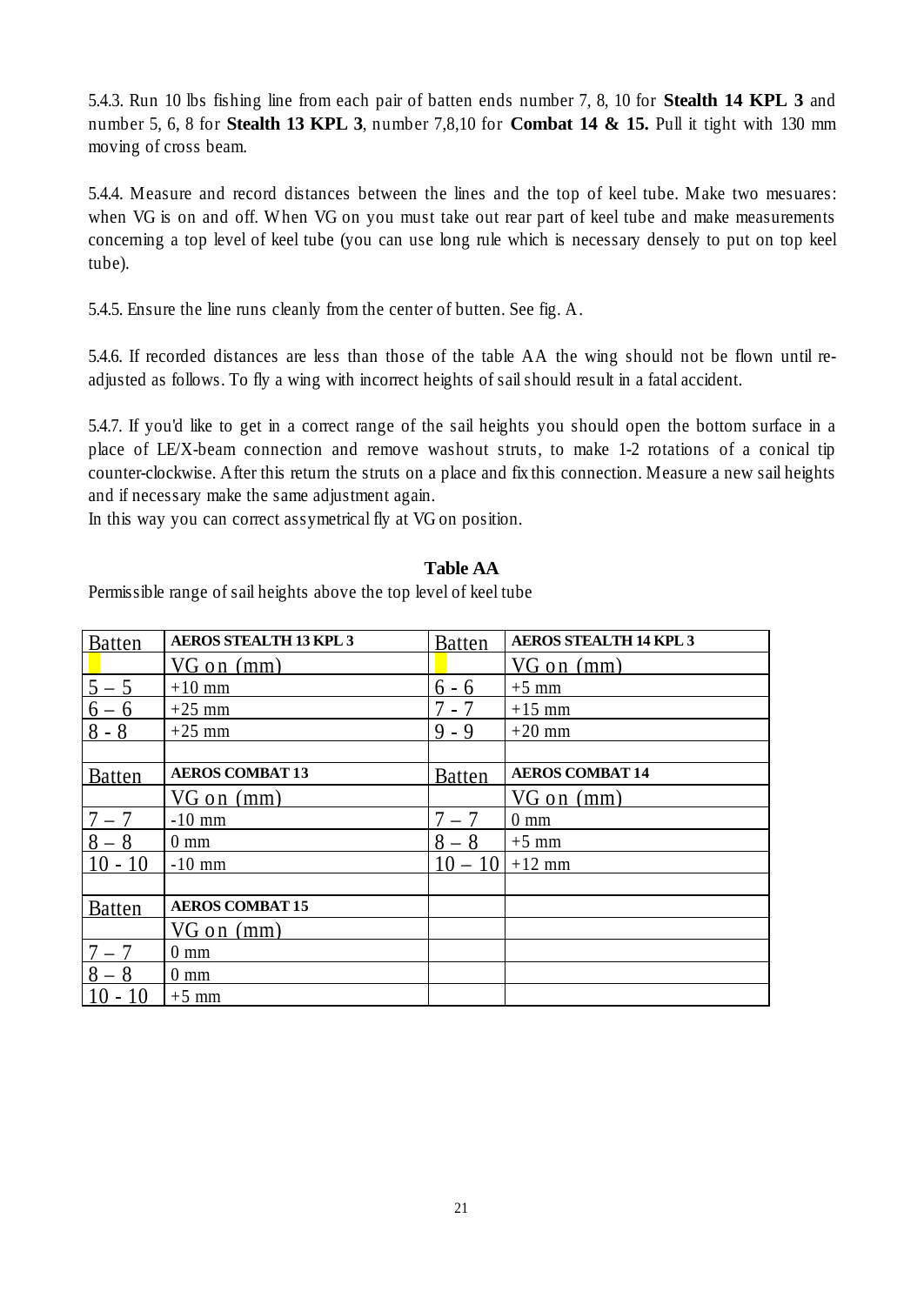5.4.3. Run 10 lbs fishing line from each pair of batten ends number 7, 8, 10 for **Stealth 14 KPL 3** and number 5, 6, 8 for **Stealth 13 KPL 3**, number 7,8,10 for **Combat 14 & 15.** Pull it tight with 130 mm moving of cross beam.

5.4.4. Measure and record distances between the lines and the top of keel tube. Make two mesuares: when VG is on and off. When VG on you must take out rear part of keel tube and make measurements concerning a top level of keel tube (you can use long rule which is necessary densely to put on top keel tube).

5.4.5. Ensure the line runs cleanly from the center of butten. See fig. A.

5.4.6. If recorded distances are less than those of the table AA the wing should not be flown until re-adjusted as follows. To fly a wing with incorrect heights of sail should result in a fatal accident.

5.4.7. If you'd like to get in a correct range of the sail heights you should open the bottom surface in a place of LE/X-beam connection and remove washout struts, to make 1-2 rotations of a conical tip counter-clockwise. After this return the struts on a place and fix this connection. Measure a new sail heights and if necessary make the same adjustment again.
In this way you can correct assymetrical fly at VG on position.

**Table AA**

Permissible range of sail heights above the top level of keel tube

| Batten | **AEROS STEALTH 13 KPL 3** | Batten | **AEROS STEALTH 14 KPL 3** |
|---|---|---|---|
| | VG on (mm) | | VG on (mm) |
| 5 – 5 | +10 mm | 6 - 6 | +5 mm |
| 6 – 6 | +25 mm | 7 - 7 | +15 mm |
| 8 - 8 | +25 mm | 9 - 9 | +20 mm |
| | | | |
| Batten | **AEROS COMBAT 13** | Batten | **AEROS COMBAT 14** |
| | VG on (mm) | | VG on (mm) |
| 7 – 7 | -10 mm | 7 – 7 | 0 mm |
| 8 – 8 | 0 mm | 8 – 8 | +5 mm |
| 10 - 10 | -10 mm | 10 – 10 | +12 mm |
| | | | |
| Batten | **AEROS COMBAT 15** | | |
| | VG on (mm) | | |
| 7 – 7 | 0 mm | | |
| 8 – 8 | 0 mm | | |
| 10 - 10 | +5 mm | | |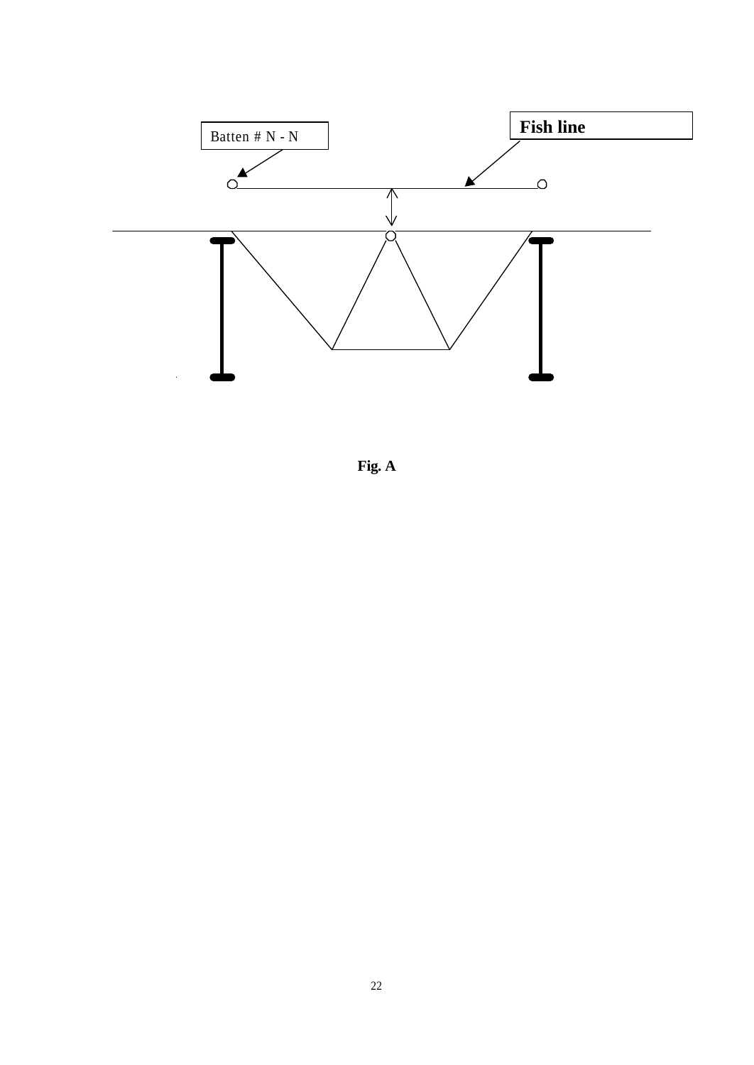Batten # N - N

Fish line

**Fig. A**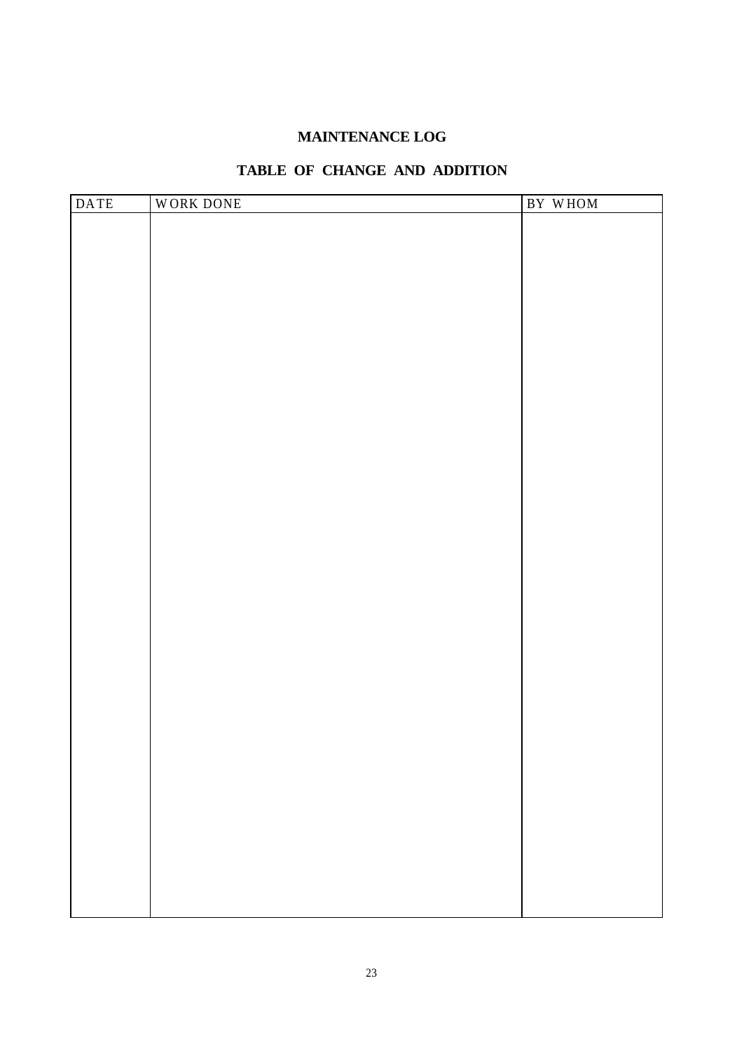# MAINTENANCE LOG

## TABLE OF CHANGE AND ADDITION

| DATE | WORK DONE | BY WHOM |
|---|---|---|
| | | |